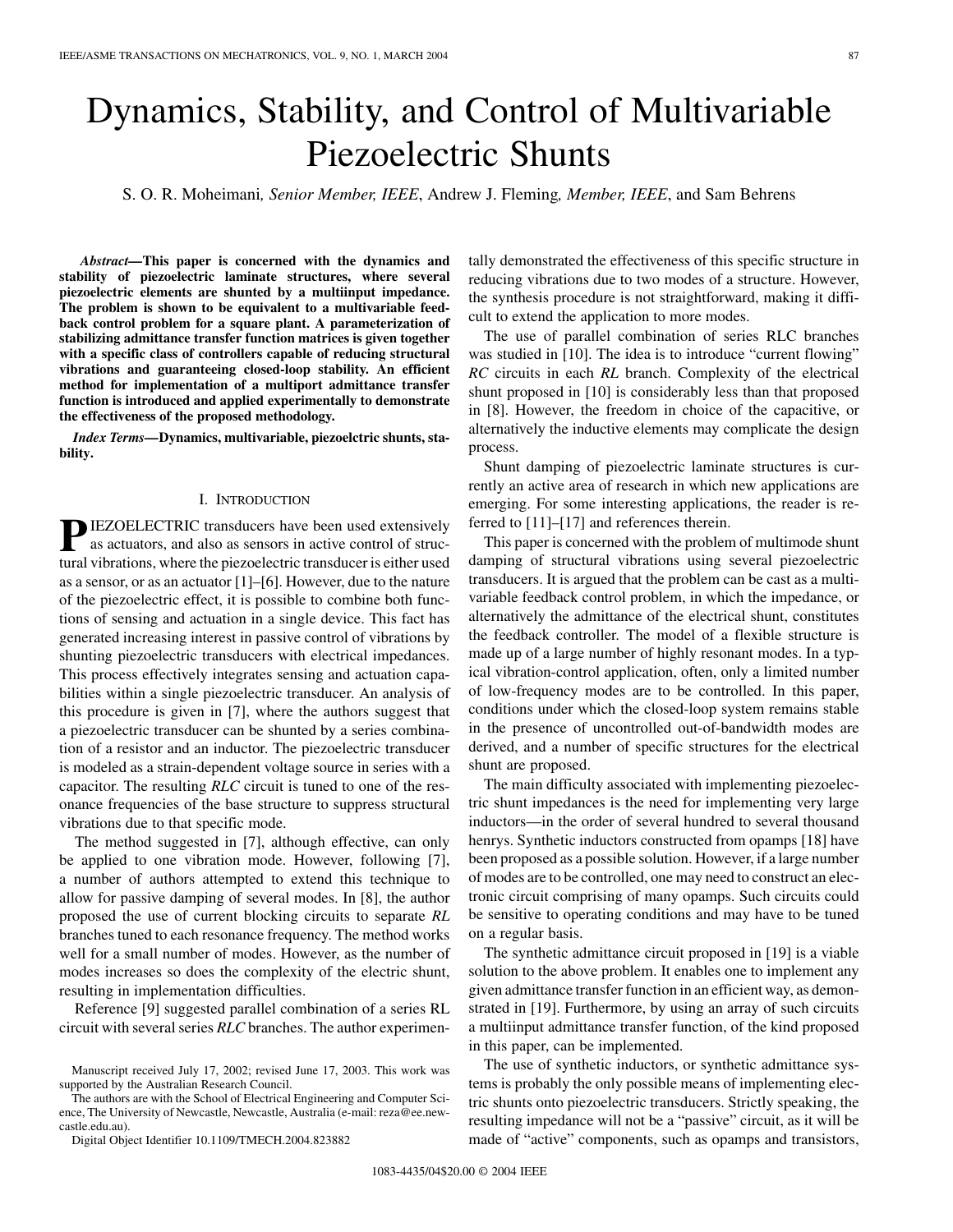# Dynamics, Stability, and Control of Multivariable Piezoelectric Shunts

S. O. R. Moheimani, *Senior Member, IEEE*, Andrew J. Fleming, *Member, IEEE*, and Sam Behrens

***Abstract*—This paper is concerned with the dynamics and stability of piezoelectric laminate structures, where several piezoelectric elements are shunted by a multiinput impedance. The problem is shown to be equivalent to a multivariable feedback control problem for a square plant. A parameterization of stabilizing admittance transfer function matrices is given together with a specific class of controllers capable of reducing structural vibrations and guaranteeing closed-loop stability. An efficient method for implementation of a multiport admittance transfer function is introduced and applied experimentally to demonstrate the effectiveness of the proposed methodology.**

***Index Terms*—Dynamics, multivariable, piezoelctric shunts, stability.**

## I. Introduction

PIEZOELECTRIC transducers have been used extensively as actuators, and also as sensors in active control of structural vibrations, where the piezoelectric transducer is either used as a sensor, or as an actuator [1]–[6]. However, due to the nature of the piezoelectric effect, it is possible to combine both functions of sensing and actuation in a single device. This fact has generated increasing interest in passive control of vibrations by shunting piezoelectric transducers with electrical impedances. This process effectively integrates sensing and actuation capabilities within a single piezoelectric transducer. An analysis of this procedure is given in [7], where the authors suggest that a piezoelectric transducer can be shunted by a series combination of a resistor and an inductor. The piezoelectric transducer is modeled as a strain-dependent voltage source in series with a capacitor. The resulting *RLC* circuit is tuned to one of the resonance frequencies of the base structure to suppress structural vibrations due to that specific mode.

The method suggested in [7], although effective, can only be applied to one vibration mode. However, following [7], a number of authors attempted to extend this technique to allow for passive damping of several modes. In [8], the author proposed the use of current blocking circuits to separate *RL* branches tuned to each resonance frequency. The method works well for a small number of modes. However, as the number of modes increases so does the complexity of the electric shunt, resulting in implementation difficulties.

Reference [9] suggested parallel combination of a series RL circuit with several series *RLC* branches. The author experimentally demonstrated the effectiveness of this specific structure in reducing vibrations due to two modes of a structure. However, the synthesis procedure is not straightforward, making it difficult to extend the application to more modes.

The use of parallel combination of series RLC branches was studied in [10]. The idea is to introduce "current flowing" *RC* circuits in each *RL* branch. Complexity of the electrical shunt proposed in [10] is considerably less than that proposed in [8]. However, the freedom in choice of the capacitive, or alternatively the inductive elements may complicate the design process.

Shunt damping of piezoelectric laminate structures is currently an active area of research in which new applications are emerging. For some interesting applications, the reader is referred to [11]–[17] and references therein.

This paper is concerned with the problem of multimode shunt damping of structural vibrations using several piezoelectric transducers. It is argued that the problem can be cast as a multivariable feedback control problem, in which the impedance, or alternatively the admittance of the electrical shunt, constitutes the feedback controller. The model of a flexible structure is made up of a large number of highly resonant modes. In a typical vibration-control application, often, only a limited number of low-frequency modes are to be controlled. In this paper, conditions under which the closed-loop system remains stable in the presence of uncontrolled out-of-bandwidth modes are derived, and a number of specific structures for the electrical shunt are proposed.

The main difficulty associated with implementing piezoelectric shunt impedances is the need for implementing very large inductors—in the order of several hundred to several thousand henrys. Synthetic inductors constructed from opamps [18] have been proposed as a possible solution. However, if a large number of modes are to be controlled, one may need to construct an electronic circuit comprising of many opamps. Such circuits could be sensitive to operating conditions and may have to be tuned on a regular basis.

The synthetic admittance circuit proposed in [19] is a viable solution to the above problem. It enables one to implement any given admittance transfer function in an efficient way, as demonstrated in [19]. Furthermore, by using an array of such circuits a multiinput admittance transfer function, of the kind proposed in this paper, can be implemented.

The use of synthetic inductors, or synthetic admittance systems is probably the only possible means of implementing electric shunts onto piezoelectric transducers. Strictly speaking, the resulting impedance will not be a "passive" circuit, as it will be made of "active" components, such as opamps and transistors,

Manuscript received July 17, 2002; revised June 17, 2003. This work was supported by the Australian Research Council.

The authors are with the School of Electrical Engineering and Computer Science, The University of Newcastle, Newcastle, Australia (e-mail: reza@ee.newcastle.edu.au).

Digital Object Identifier 10.1109/TMECH.2004.823882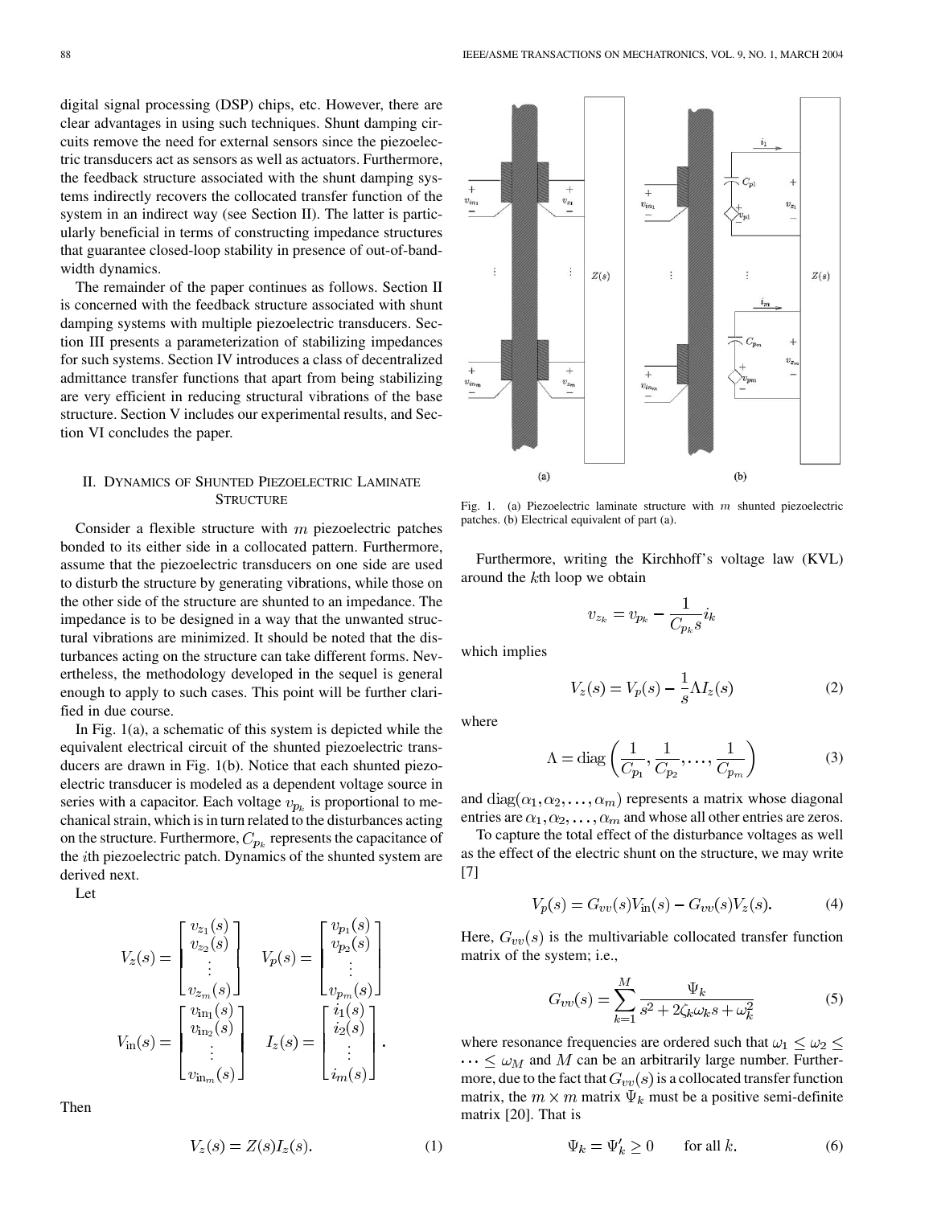digital signal processing (DSP) chips, etc. However, there are clear advantages in using such techniques. Shunt damping circuits remove the need for external sensors since the piezoelectric transducers act as sensors as well as actuators. Furthermore, the feedback structure associated with the shunt damping systems indirectly recovers the collocated transfer function of the system in an indirect way (see Section II). The latter is particularly beneficial in terms of constructing impedance structures that guarantee closed-loop stability in presence of out-of-bandwidth dynamics.

The remainder of the paper continues as follows. Section II is concerned with the feedback structure associated with shunt damping systems with multiple piezoelectric transducers. Section III presents a parameterization of stabilizing impedances for such systems. Section IV introduces a class of decentralized admittance transfer functions that apart from being stabilizing are very efficient in reducing structural vibrations of the base structure. Section V includes our experimental results, and Section VI concludes the paper.

## II. Dynamics of Shunted Piezoelectric Laminate Structure

Consider a flexible structure with $m$ piezoelectric patches bonded to its either side in a collocated pattern. Furthermore, assume that the piezoelectric transducers on one side are used to disturb the structure by generating vibrations, while those on the other side of the structure are shunted to an impedance. The impedance is to be designed in a way that the unwanted structural vibrations are minimized. It should be noted that the disturbances acting on the structure can take different forms. Nevertheless, the methodology developed in the sequel is general enough to apply to such cases. This point will be further clarified in due course.

In Fig. 1(a), a schematic of this system is depicted while the equivalent electrical circuit of the shunted piezoelectric transducers are drawn in Fig. 1(b). Notice that each shunted piezoelectric transducer is modeled as a dependent voltage source in series with a capacitor. Each voltage $v_{p_k}$ is proportional to mechanical strain, which is in turn related to the disturbances acting on the structure. Furthermore, $C_{p_k}$ represents the capacitance of the $i$th piezoelectric patch. Dynamics of the shunted system are derived next.

Let

$$V_z(s) = \begin{bmatrix} v_{z_1}(s) \\ v_{z_2}(s) \\ \vdots \\ v_{z_m}(s) \end{bmatrix} \quad V_p(s) = \begin{bmatrix} v_{p_1}(s) \\ v_{p_2}(s) \\ \vdots \\ v_{p_m}(s) \end{bmatrix}$$

$$V_{\text{in}}(s) = \begin{bmatrix} v_{\text{in}_1}(s) \\ v_{\text{in}_2}(s) \\ \vdots \\ v_{\text{in}_m}(s) \end{bmatrix} \quad I_z(s) = \begin{bmatrix} i_1(s) \\ i_2(s) \\ \vdots \\ i_m(s) \end{bmatrix}.$$

Then

$$V_z(s) = Z(s)I_z(s). \tag{1}$$

Fig. 1. (a) Piezoelectric laminate structure with $m$ shunted piezoelectric patches. (b) Electrical equivalent of part (a).

Furthermore, writing the Kirchhoff's voltage law (KVL) around the $k$th loop we obtain

$$v_{z_k} = v_{p_k} - \frac{1}{C_{p_k}s} i_k$$

which implies

$$V_z(s) = V_p(s) - \frac{1}{s}\Lambda I_z(s) \tag{2}$$

where

$$\Lambda = \text{diag}\left(\frac{1}{C_{p_1}}, \frac{1}{C_{p_2}}, \ldots, \frac{1}{C_{p_m}}\right) \tag{3}$$

and $\text{diag}(\alpha_1, \alpha_2, \ldots, \alpha_m)$ represents a matrix whose diagonal entries are $\alpha_1, \alpha_2, \ldots, \alpha_m$ and whose all other entries are zeros.

To capture the total effect of the disturbance voltages as well as the effect of the electric shunt on the structure, we may write [7]

$$V_p(s) = G_{vv}(s)V_{\text{in}}(s) - G_{vv}(s)V_z(s). \tag{4}$$

Here, $G_{vv}(s)$ is the multivariable collocated transfer function matrix of the system; i.e.,

$$G_{vv}(s) = \sum_{k=1}^{M} \frac{\Psi_k}{s^2 + 2\zeta_k\omega_k s + \omega_k^2} \tag{5}$$

where resonance frequencies are ordered such that $\omega_1 \leq \omega_2 \leq \cdots \leq \omega_M$ and $M$ can be an arbitrarily large number. Furthermore, due to the fact that $G_{vv}(s)$ is a collocated transfer function matrix, the $m \times m$ matrix $\Psi_k$ must be a positive semi-definite matrix [20]. That is

$$\Psi_k = \Psi_k' \geq 0 \qquad \text{for all } k. \tag{6}$$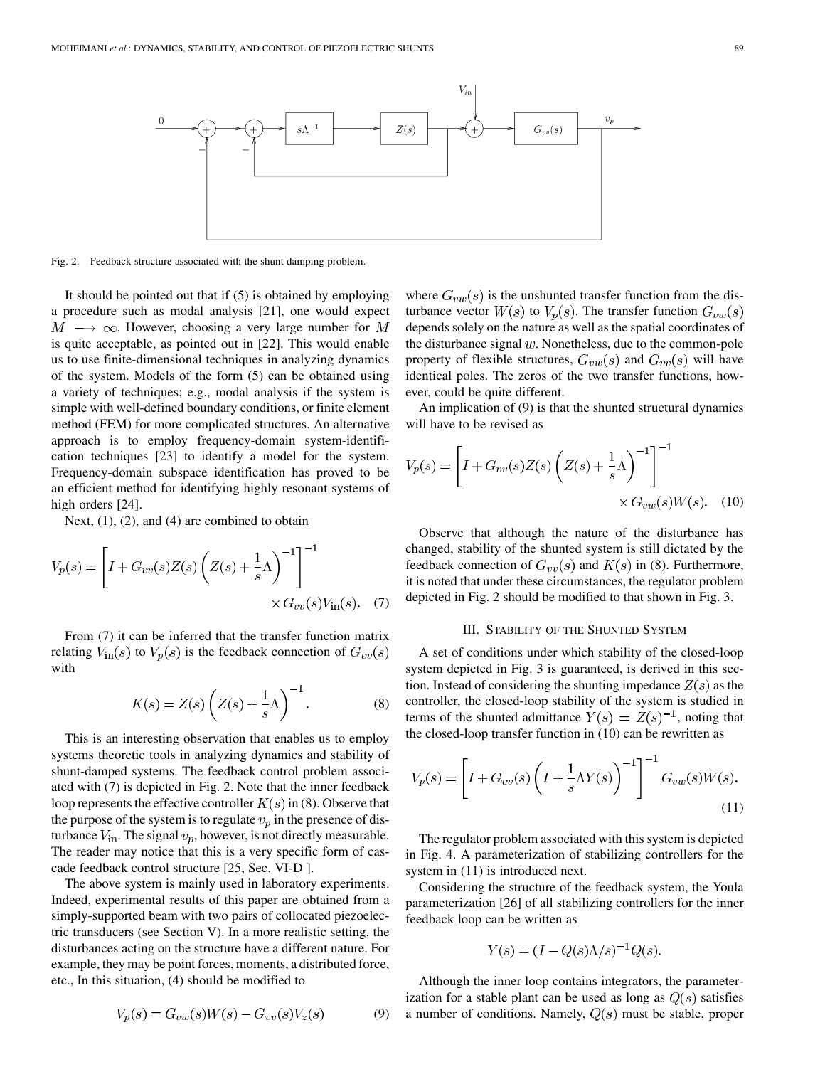Fig. 2. Feedback structure associated with the shunt damping problem.

It should be pointed out that if (5) is obtained by employing a procedure such as modal analysis [21], one would expect $M \longrightarrow \infty$. However, choosing a very large number for $M$ is quite acceptable, as pointed out in [22]. This would enable us to use finite-dimensional techniques in analyzing dynamics of the system. Models of the form (5) can be obtained using a variety of techniques; e.g., modal analysis if the system is simple with well-defined boundary conditions, or finite element method (FEM) for more complicated structures. An alternative approach is to employ frequency-domain system-identification techniques [23] to identify a model for the system. Frequency-domain subspace identification has proved to be an efficient method for identifying highly resonant systems of high orders [24].

Next, (1), (2), and (4) are combined to obtain

$$V_p(s) = \left[ I + G_{vv}(s) Z(s) \left( Z(s) + \frac{1}{s}\Lambda \right)^{-1} \right]^{-1} \times G_{vv}(s) V_{\text{in}}(s). \quad (7)$$

From (7) it can be inferred that the transfer function matrix relating $V_{\text{in}}(s)$ to $V_p(s)$ is the feedback connection of $G_{vv}(s)$ with

$$K(s) = Z(s) \left( Z(s) + \frac{1}{s}\Lambda \right)^{-1}. \quad (8)$$

This is an interesting observation that enables us to employ systems theoretic tools in analyzing dynamics and stability of shunt-damped systems. The feedback control problem associated with (7) is depicted in Fig. 2. Note that the inner feedback loop represents the effective controller $K(s)$ in (8). Observe that the purpose of the system is to regulate $v_p$ in the presence of disturbance $V_{\text{in}}$. The signal $v_p$, however, is not directly measurable. The reader may notice that this is a very specific form of cascade feedback control structure [25, Sec. VI-D ].

The above system is mainly used in laboratory experiments. Indeed, experimental results of this paper are obtained from a simply-supported beam with two pairs of collocated piezoelectric transducers (see Section V). In a more realistic setting, the disturbances acting on the structure have a different nature. For example, they may be point forces, moments, a distributed force, etc., In this situation, (4) should be modified to

$$V_p(s) = G_{vw}(s) W(s) - G_{vv}(s) V_z(s) \quad (9)$$

where $G_{vw}(s)$ is the unshunted transfer function from the disturbance vector $W(s)$ to $V_p(s)$. The transfer function $G_{vw}(s)$ depends solely on the nature as well as the spatial coordinates of the disturbance signal $w$. Nonetheless, due to the common-pole property of flexible structures, $G_{vw}(s)$ and $G_{vv}(s)$ will have identical poles. The zeros of the two transfer functions, however, could be quite different.

An implication of (9) is that the shunted structural dynamics will have to be revised as

$$V_p(s) = \left[ I + G_{vv}(s) Z(s) \left( Z(s) + \frac{1}{s}\Lambda \right)^{-1} \right]^{-1} \times G_{vw}(s) W(s). \quad (10)$$

Observe that although the nature of the disturbance has changed, stability of the shunted system is still dictated by the feedback connection of $G_{vv}(s)$ and $K(s)$ in (8). Furthermore, it is noted that under these circumstances, the regulator problem depicted in Fig. 2 should be modified to that shown in Fig. 3.

## III. Stability of the Shunted System

A set of conditions under which stability of the closed-loop system depicted in Fig. 3 is guaranteed, is derived in this section. Instead of considering the shunting impedance $Z(s)$ as the controller, the closed-loop stability of the system is studied in terms of the shunted admittance $Y(s) = Z(s)^{-1}$, noting that the closed-loop transfer function in (10) can be rewritten as

$$V_p(s) = \left[ I + G_{vv}(s) \left( I + \frac{1}{s}\Lambda Y(s) \right)^{-1} \right]^{-1} G_{vw}(s) W(s). \quad (11)$$

The regulator problem associated with this system is depicted in Fig. 4. A parameterization of stabilizing controllers for the system in (11) is introduced next.

Considering the structure of the feedback system, the Youla parameterization [26] of all stabilizing controllers for the inner feedback loop can be written as

$$Y(s) = (I - Q(s)\Lambda/s)^{-1} Q(s).$$

Although the inner loop contains integrators, the parameterization for a stable plant can be used as long as $Q(s)$ satisfies a number of conditions. Namely, $Q(s)$ must be stable, proper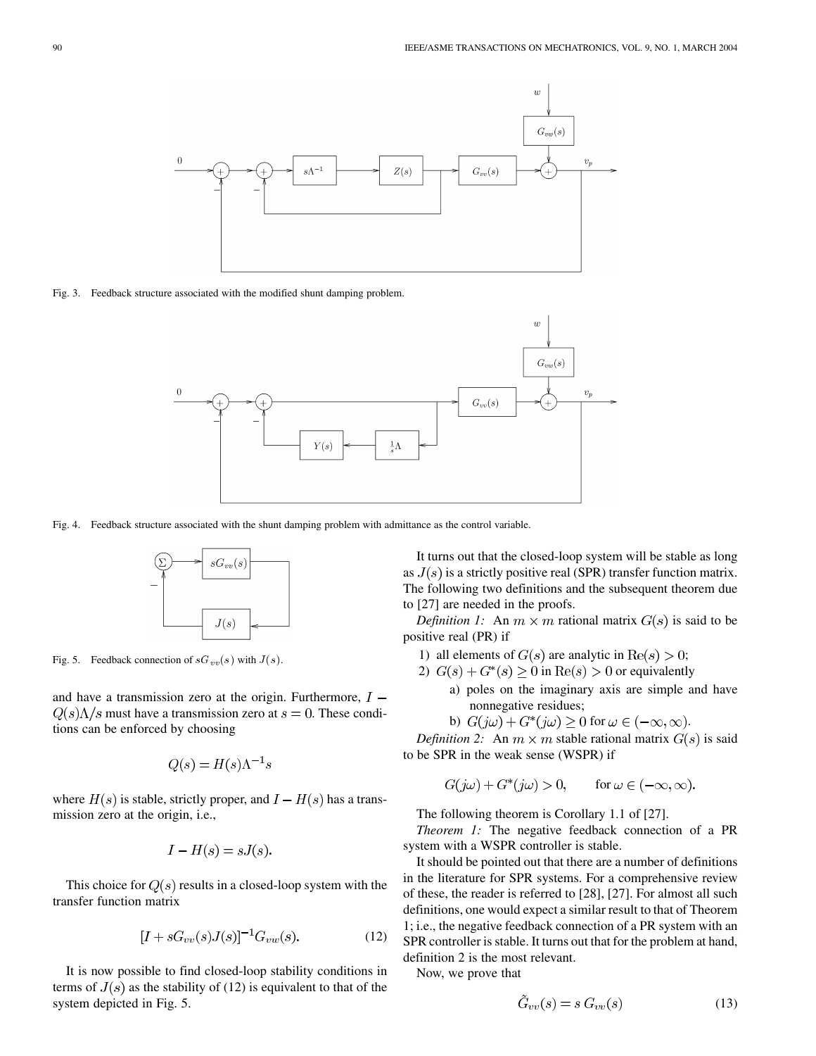Fig. 3. Feedback structure associated with the modified shunt damping problem.

Fig. 4. Feedback structure associated with the shunt damping problem with admittance as the control variable.

Fig. 5. Feedback connection of $sG_{vv}(s)$ with $J(s)$.

and have a transmission zero at the origin. Furthermore, $I - Q(s)\Lambda/s$ must have a transmission zero at $s = 0$. These conditions can be enforced by choosing

$$Q(s) = H(s)\Lambda^{-1}s$$

where $H(s)$ is stable, strictly proper, and $I - H(s)$ has a transmission zero at the origin, i.e.,

$$I - H(s) = sJ(s).$$

This choice for $Q(s)$ results in a closed-loop system with the transfer function matrix

$$[I + sG_{vv}(s)J(s)]^{-1}G_{vw}(s). \tag{12}$$

It is now possible to find closed-loop stability conditions in terms of $J(s)$ as the stability of (12) is equivalent to that of the system depicted in Fig. 5.

It turns out that the closed-loop system will be stable as long as $J(s)$ is a strictly positive real (SPR) transfer function matrix. The following two definitions and the subsequent theorem due to [27] are needed in the proofs.

*Definition 1:* An $m \times m$ rational matrix $G(s)$ is said to be positive real (PR) if

1) all elements of $G(s)$ are analytic in $\mathrm{Re}(s) > 0$;
2) $G(s) + G^*(s) \geq 0$ in $\mathrm{Re}(s) > 0$ or equivalently
   a) poles on the imaginary axis are simple and have nonnegative residues;
   b) $G(j\omega) + G^*(j\omega) \geq 0$ for $\omega \in (-\infty, \infty)$.

*Definition 2:* An $m \times m$ stable rational matrix $G(s)$ is said to be SPR in the weak sense (WSPR) if

$$G(j\omega) + G^*(j\omega) > 0, \qquad \text{for } \omega \in (-\infty, \infty).$$

The following theorem is Corollary 1.1 of [27].

*Theorem 1:* The negative feedback connection of a PR system with a WSPR controller is stable.

It should be pointed out that there are a number of definitions in the literature for SPR systems. For a comprehensive review of these, the reader is referred to [28], [27]. For almost all such definitions, one would expect a similar result to that of Theorem 1; i.e., the negative feedback connection of a PR system with an SPR controller is stable. It turns out that for the problem at hand, definition 2 is the most relevant.

Now, we prove that

$$\tilde{G}_{vv}(s) = s\, G_{vv}(s) \tag{13}$$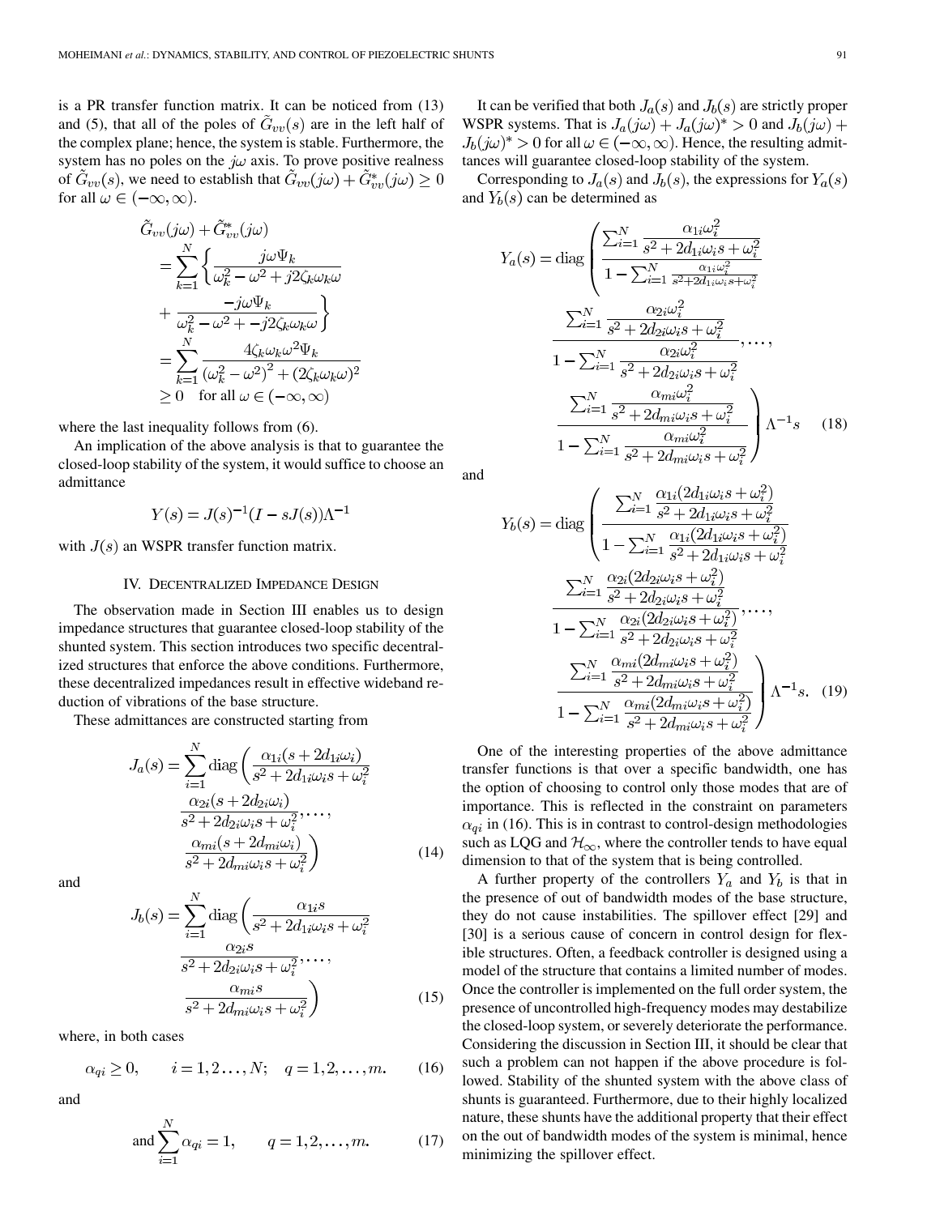is a PR transfer function matrix. It can be noticed from (13) and (5), that all of the poles of $\tilde{G}_{vv}(s)$ are in the left half of the complex plane; hence, the system is stable. Furthermore, the system has no poles on the $j\omega$ axis. To prove positive realness of $\tilde{G}_{vv}(s)$, we need to establish that $\tilde{G}_{vv}(j\omega) + \tilde{G}_{vv}^{*}(j\omega) \geq 0$ for all $\omega \in (-\infty, \infty)$.

$$
\begin{aligned}
\tilde{G}_{vv}(j\omega) + \tilde{G}_{vv}^{*}(j\omega) &= \sum_{k=1}^{N} \left\{ \frac{j\omega \Psi_k}{\omega_k^2 - \omega^2 + j2\zeta_k \omega_k \omega} \right. \\
&\quad \left. + \frac{-j\omega \Psi_k}{\omega_k^2 - \omega^2 + -j2\zeta_k \omega_k \omega} \right\} \\
&= \sum_{k=1}^{N} \frac{4\zeta_k \omega_k \omega^2 \Psi_k}{\left(\omega_k^2 - \omega^2\right)^2 + (2\zeta_k \omega_k \omega)^2} \\
&\geq 0 \quad \text{for all } \omega \in (-\infty, \infty)
\end{aligned}
$$

where the last inequality follows from (6).

An implication of the above analysis is that to guarantee the closed-loop stability of the system, it would suffice to choose an admittance

$$
Y(s) = J(s)^{-1}(I - sJ(s))\Lambda^{-1}
$$

with $J(s)$ an WSPR transfer function matrix.

## IV. Decentralized Impedance Design

The observation made in Section III enables us to design impedance structures that guarantee closed-loop stability of the shunted system. This section introduces two specific decentralized structures that enforce the above conditions. Furthermore, these decentralized impedances result in effective wideband reduction of vibrations of the base structure.

These admittances are constructed starting from

$$
\begin{aligned}
J_a(s) = \sum_{i=1}^{N} \operatorname{diag} \Bigg( & \frac{\alpha_{1i}(s + 2d_{1i}\omega_i)}{s^2 + 2d_{1i}\omega_i s + \omega_i^2} \\
& \frac{\alpha_{2i}(s + 2d_{2i}\omega_i)}{s^2 + 2d_{2i}\omega_i s + \omega_i^2}, \ldots, \\
& \frac{\alpha_{mi}(s + 2d_{mi}\omega_i)}{s^2 + 2d_{mi}\omega_i s + \omega_i^2} \Bigg)
\end{aligned} \tag{14}
$$

and

$$
\begin{aligned}
J_b(s) = \sum_{i=1}^{N} \operatorname{diag} \Bigg( & \frac{\alpha_{1i} s}{s^2 + 2d_{1i}\omega_i s + \omega_i^2} \\
& \frac{\alpha_{2i} s}{s^2 + 2d_{2i}\omega_i s + \omega_i^2}, \ldots, \\
& \frac{\alpha_{mi} s}{s^2 + 2d_{mi}\omega_i s + \omega_i^2} \Bigg)
\end{aligned} \tag{15}
$$

where, in both cases

$$
\alpha_{qi} \geq 0, \qquad i = 1, 2 \ldots, N; \quad q = 1, 2, \ldots, m. \tag{16}
$$

and

$$
\text{and} \sum_{i=1}^{N} \alpha_{qi} = 1, \qquad q = 1, 2, \ldots, m. \tag{17}
$$

It can be verified that both $J_a(s)$ and $J_b(s)$ are strictly proper WSPR systems. That is $J_a(j\omega) + J_a(j\omega)^* > 0$ and $J_b(j\omega) + J_b(j\omega)^* > 0$ for all $\omega \in (-\infty, \infty)$. Hence, the resulting admittances will guarantee closed-loop stability of the system.

Corresponding to $J_a(s)$ and $J_b(s)$, the expressions for $Y_a(s)$ and $Y_b(s)$ can be determined as

$$
\begin{aligned}
Y_a(s) = \operatorname{diag} \Bigg( & \frac{\sum_{i=1}^{N} \frac{\alpha_{1i}\omega_i^2}{s^2 + 2d_{1i}\omega_i s + \omega_i^2}}{1 - \sum_{i=1}^{N} \frac{\alpha_{1i}\omega_i^2}{s^2 + 2d_{1i}\omega_i s + \omega_i^2}} \\
& \frac{\sum_{i=1}^{N} \frac{\alpha_{2i}\omega_i^2}{s^2 + 2d_{2i}\omega_i s + \omega_i^2}}{1 - \sum_{i=1}^{N} \frac{\alpha_{2i}\omega_i^2}{s^2 + 2d_{2i}\omega_i s + \omega_i^2}}, \ldots, \\
& \frac{\sum_{i=1}^{N} \frac{\alpha_{mi}\omega_i^2}{s^2 + 2d_{mi}\omega_i s + \omega_i^2}}{1 - \sum_{i=1}^{N} \frac{\alpha_{mi}\omega_i^2}{s^2 + 2d_{mi}\omega_i s + \omega_i^2}} \Bigg) \Lambda^{-1} s
\end{aligned} \tag{18}
$$

and

$$
\begin{aligned}
Y_b(s) = \operatorname{diag} \Bigg( & \frac{\sum_{i=1}^{N} \frac{\alpha_{1i}(2d_{1i}\omega_i s + \omega_i^2)}{s^2 + 2d_{1i}\omega_i s + \omega_i^2}}{1 - \sum_{i=1}^{N} \frac{\alpha_{1i}(2d_{1i}\omega_i s + \omega_i^2)}{s^2 + 2d_{1i}\omega_i s + \omega_i^2}} \\
& \frac{\sum_{i=1}^{N} \frac{\alpha_{2i}(2d_{2i}\omega_i s + \omega_i^2)}{s^2 + 2d_{2i}\omega_i s + \omega_i^2}}{1 - \sum_{i=1}^{N} \frac{\alpha_{2i}(2d_{2i}\omega_i s + \omega_i^2)}{s^2 + 2d_{2i}\omega_i s + \omega_i^2}}, \ldots, \\
& \frac{\sum_{i=1}^{N} \frac{\alpha_{mi}(2d_{mi}\omega_i s + \omega_i^2)}{s^2 + 2d_{mi}\omega_i s + \omega_i^2}}{1 - \sum_{i=1}^{N} \frac{\alpha_{mi}(2d_{mi}\omega_i s + \omega_i^2)}{s^2 + 2d_{mi}\omega_i s + \omega_i^2}} \Bigg) \Lambda^{-1} s.
\end{aligned} \tag{19}
$$

One of the interesting properties of the above admittance transfer functions is that over a specific bandwidth, one has the option of choosing to control only those modes that are of importance. This is reflected in the constraint on parameters $\alpha_{qi}$ in (16). This is in contrast to control-design methodologies such as LQG and $\mathcal{H}_\infty$, where the controller tends to have equal dimension to that of the system that is being controlled.

A further property of the controllers $Y_a$ and $Y_b$ is that in the presence of out of bandwidth modes of the base structure, they do not cause instabilities. The spillover effect [29] and [30] is a serious cause of concern in control design for flexible structures. Often, a feedback controller is designed using a model of the structure that contains a limited number of modes. Once the controller is implemented on the full order system, the presence of uncontrolled high-frequency modes may destabilize the closed-loop system, or severely deteriorate the performance. Considering the discussion in Section III, it should be clear that such a problem can not happen if the above procedure is followed. Stability of the shunted system with the above class of shunts is guaranteed. Furthermore, due to their highly localized nature, these shunts have the additional property that their effect on the out of bandwidth modes of the system is minimal, hence minimizing the spillover effect.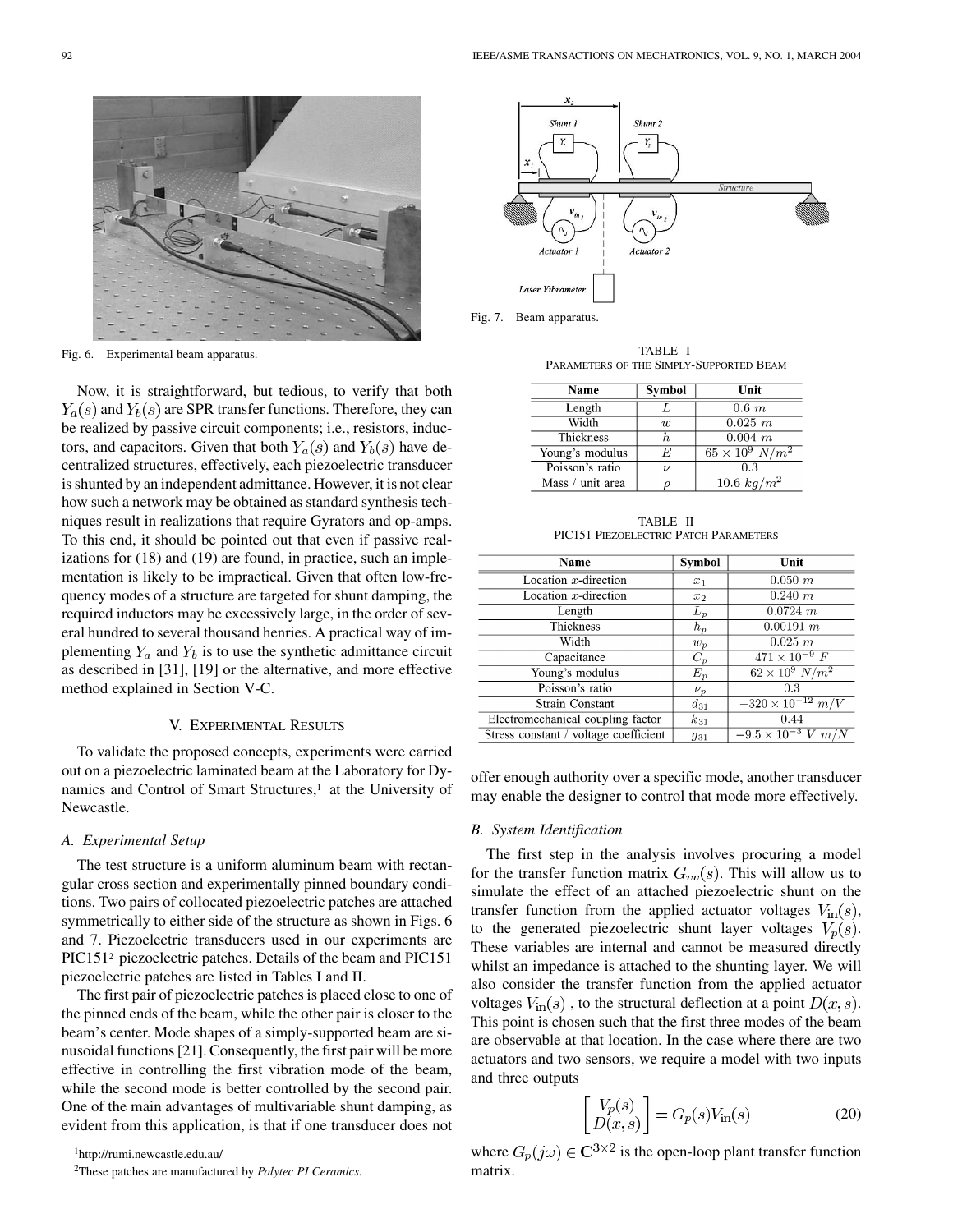Fig. 6. Experimental beam apparatus.

Now, it is straightforward, but tedious, to verify that both $Y_a(s)$ and $Y_b(s)$ are SPR transfer functions. Therefore, they can be realized by passive circuit components; i.e., resistors, inductors, and capacitors. Given that both $Y_a(s)$ and $Y_b(s)$ have decentralized structures, effectively, each piezoelectric transducer is shunted by an independent admittance. However, it is not clear how such a network may be obtained as standard synthesis techniques result in realizations that require Gyrators and op-amps. To this end, it should be pointed out that even if passive realizations for (18) and (19) are found, in practice, such an implementation is likely to be impractical. Given that often low-frequency modes of a structure are targeted for shunt damping, the required inductors may be excessively large, in the order of several hundred to several thousand henries. A practical way of implementing $Y_a$ and $Y_b$ is to use the synthetic admittance circuit as described in [31], [19] or the alternative, and more effective method explained in Section V-C.

## V. Experimental Results

To validate the proposed concepts, experiments were carried out on a piezoelectric laminated beam at the Laboratory for Dynamics and Control of Smart Structures,[1] at the University of Newcastle.

### A. Experimental Setup

The test structure is a uniform aluminum beam with rectangular cross section and experimentally pinned boundary conditions. Two pairs of collocated piezoelectric patches are attached symmetrically to either side of the structure as shown in Figs. 6 and 7. Piezoelectric transducers used in our experiments are PIC151[2] piezoelectric patches. Details of the beam and PIC151 piezoelectric patches are listed in Tables I and II.

The first pair of piezoelectric patches is placed close to one of the pinned ends of the beam, while the other pair is closer to the beam's center. Mode shapes of a simply-supported beam are sinusoidal functions [21]. Consequently, the first pair will be more effective in controlling the first vibration mode of the beam, while the second mode is better controlled by the second pair. One of the main advantages of multivariable shunt damping, as evident from this application, is that if one transducer does not offer enough authority over a specific mode, another transducer may enable the designer to control that mode more effectively.

[1]http://rumi.newcastle.edu.au/

[2]These patches are manufactured by *Polytec PI Ceramics*.

Fig. 7. Beam apparatus.

TABLE I
PARAMETERS OF THE SIMPLY-SUPPORTED BEAM

| Name | Symbol | Unit |
|---|---|---|
| Length | $L$ | $0.6\ m$ |
| Width | $w$ | $0.025\ m$ |
| Thickness | $h$ | $0.004\ m$ |
| Young's modulus | $E$ | $65 \times 10^9\ N/m^2$ |
| Poisson's ratio | $\nu$ | 0.3 |
| Mass / unit area | $\rho$ | $10.6\ kg/m^2$ |

TABLE II
PIC151 PIEZOELECTRIC PATCH PARAMETERS

| Name | Symbol | Unit |
|---|---|---|
| Location $x$-direction | $x_1$ | $0.050\ m$ |
| Location $x$-direction | $x_2$ | $0.240\ m$ |
| Length | $L_p$ | $0.0724\ m$ |
| Thickness | $h_p$ | $0.00191\ m$ |
| Width | $w_p$ | $0.025\ m$ |
| Capacitance | $C_p$ | $471 \times 10^{-9}\ F$ |
| Young's modulus | $E_p$ | $62 \times 10^9\ N/m^2$ |
| Poisson's ratio | $\nu_p$ | 0.3 |
| Strain Constant | $d_{31}$ | $-320 \times 10^{-12}\ m/V$ |
| Electromechanical coupling factor | $k_{31}$ | 0.44 |
| Stress constant / voltage coefficient | $g_{31}$ | $-9.5 \times 10^{-3}\ V\ m/N$ |

### B. System Identification

The first step in the analysis involves procuring a model for the transfer function matrix $G_{vv}(s)$. This will allow us to simulate the effect of an attached piezoelectric shunt on the transfer function from the applied actuator voltages $V_{\text{in}}(s)$, to the generated piezoelectric shunt layer voltages $V_p(s)$. These variables are internal and cannot be measured directly whilst an impedance is attached to the shunting layer. We will also consider the transfer function from the applied actuator voltages $V_{\text{in}}(s)$ , to the structural deflection at a point $D(x,s)$. This point is chosen such that the first three modes of the beam are observable at that location. In the case where there are two actuators and two sensors, we require a model with two inputs and three outputs

$$\begin{bmatrix} V_p(s) \\ D(x,s) \end{bmatrix} = G_p(s) V_{\text{in}}(s) \tag{20}$$

where $G_p(j\omega) \in \mathbf{C}^{3\times 2}$ is the open-loop plant transfer function matrix.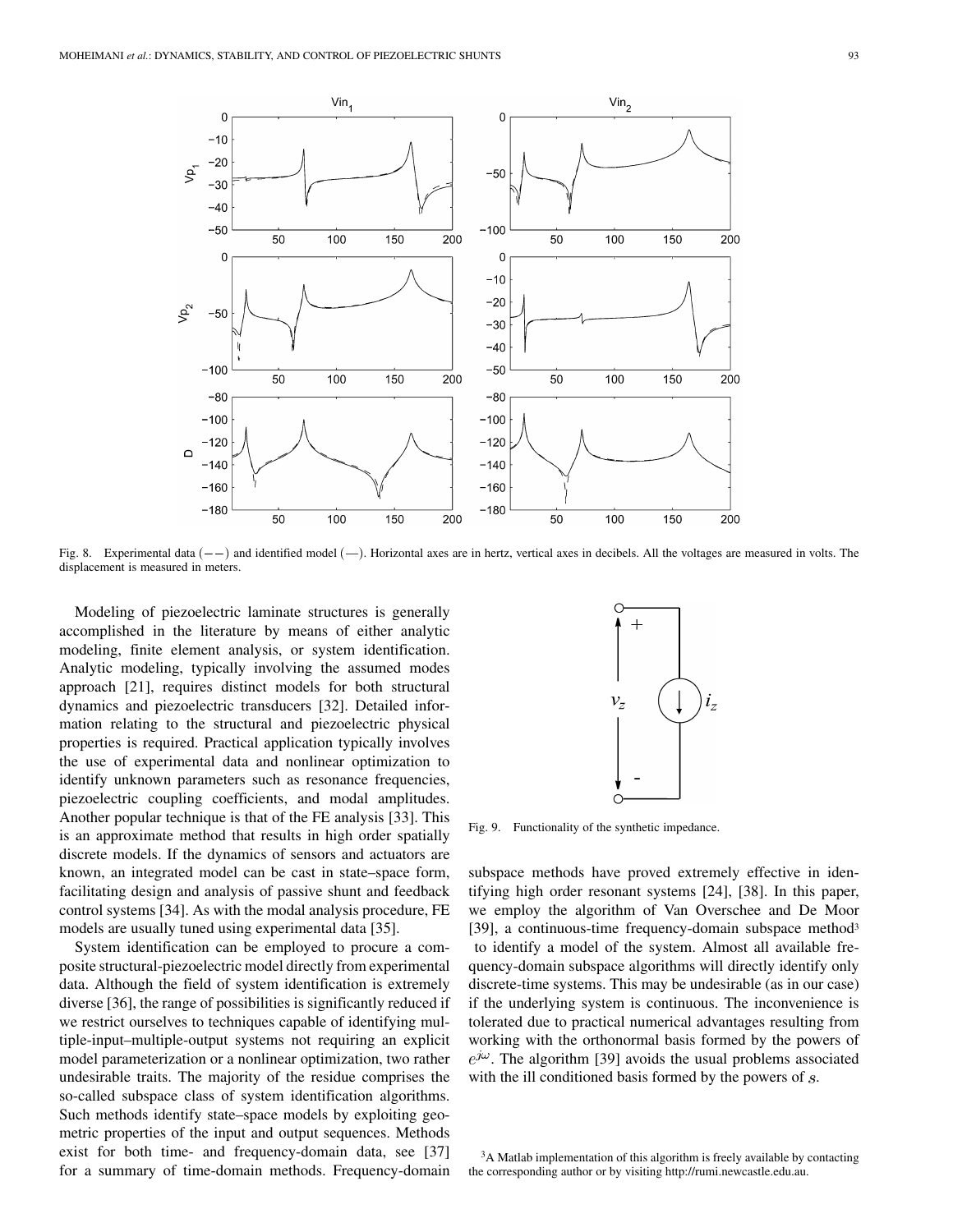Fig. 8. Experimental data $(--)$ and identified model $(—)$. Horizontal axes are in hertz, vertical axes in decibels. All the voltages are measured in volts. The displacement is measured in meters.

Modeling of piezoelectric laminate structures is generally accomplished in the literature by means of either analytic modeling, finite element analysis, or system identification. Analytic modeling, typically involving the assumed modes approach [21], requires distinct models for both structural dynamics and piezoelectric transducers [32]. Detailed information relating to the structural and piezoelectric physical properties is required. Practical application typically involves the use of experimental data and nonlinear optimization to identify unknown parameters such as resonance frequencies, piezoelectric coupling coefficients, and modal amplitudes. Another popular technique is that of the FE analysis [33]. This is an approximate method that results in high order spatially discrete models. If the dynamics of sensors and actuators are known, an integrated model can be cast in state–space form, facilitating design and analysis of passive shunt and feedback control systems [34]. As with the modal analysis procedure, FE models are usually tuned using experimental data [35].

System identification can be employed to procure a composite structural-piezoelectric model directly from experimental data. Although the field of system identification is extremely diverse [36], the range of possibilities is significantly reduced if we restrict ourselves to techniques capable of identifying multiple-input–multiple-output systems not requiring an explicit model parameterization or a nonlinear optimization, two rather undesirable traits. The majority of the residue comprises the so-called subspace class of system identification algorithms. Such methods identify state–space models by exploiting geometric properties of the input and output sequences. Methods exist for both time- and frequency-domain data, see [37] for a summary of time-domain methods. Frequency-domain subspace methods have proved extremely effective in identifying high order resonant systems [24], [38]. In this paper, we employ the algorithm of Van Overschee and De Moor [39], a continuous-time frequency-domain subspace method[3] to identify a model of the system. Almost all available frequency-domain subspace algorithms will directly identify only discrete-time systems. This may be undesirable (as in our case) if the underlying system is continuous. The inconvenience is tolerated due to practical numerical advantages resulting from working with the orthonormal basis formed by the powers of $e^{j\omega}$. The algorithm [39] avoids the usual problems associated with the ill conditioned basis formed by the powers of $s$.

Fig. 9. Functionality of the synthetic impedance.

[3] A Matlab implementation of this algorithm is freely available by contacting the corresponding author or by visiting http://rumi.newcastle.edu.au.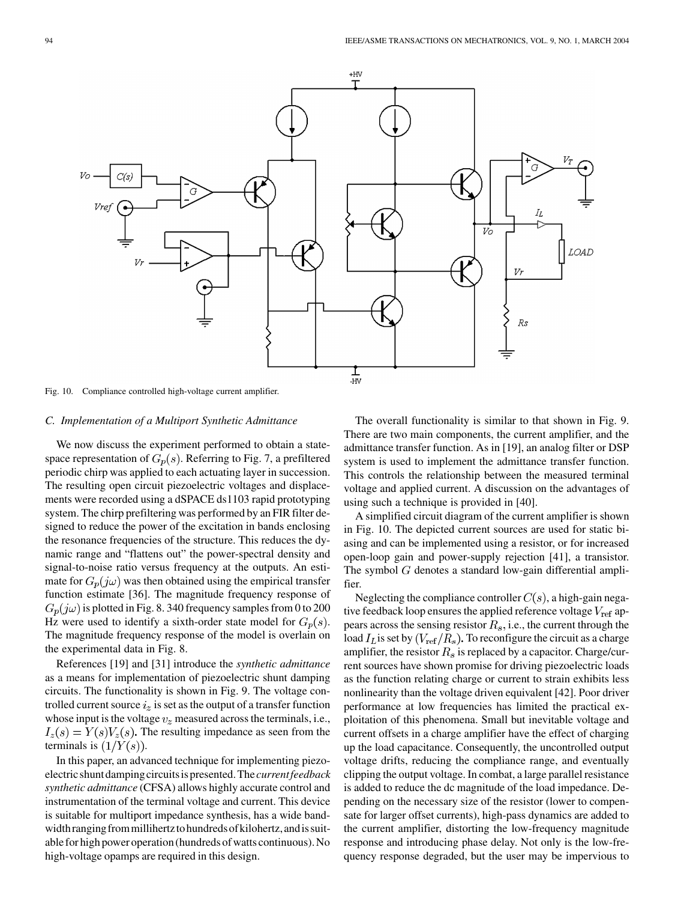Fig. 10. Compliance controlled high-voltage current amplifier.

### C. Implementation of a Multiport Synthetic Admittance

We now discuss the experiment performed to obtain a state-space representation of $G_p(s)$. Referring to Fig. 7, a prefiltered periodic chirp was applied to each actuating layer in succession. The resulting open circuit piezoelectric voltages and displacements were recorded using a dSPACE ds1103 rapid prototyping system. The chirp prefiltering was performed by an FIR filter designed to reduce the power of the excitation in bands enclosing the resonance frequencies of the structure. This reduces the dynamic range and "flattens out" the power-spectral density and signal-to-noise ratio versus frequency at the outputs. An estimate for $G_p(j\omega)$ was then obtained using the empirical transfer function estimate [36]. The magnitude frequency response of $G_p(j\omega)$ is plotted in Fig. 8. 340 frequency samples from 0 to 200 Hz were used to identify a sixth-order state model for $G_p(s)$. The magnitude frequency response of the model is overlain on the experimental data in Fig. 8.

References [19] and [31] introduce the *synthetic admittance* as a means for implementation of piezoelectric shunt damping circuits. The functionality is shown in Fig. 9. The voltage controlled current source $i_z$ is set as the output of a transfer function whose input is the voltage $v_z$ measured across the terminals, i.e., $I_z(s) = Y(s)V_z(s)$. The resulting impedance as seen from the terminals is $(1/Y(s))$.

In this paper, an advanced technique for implementing piezoelectric shunt damping circuits is presented. The *current feedback synthetic admittance* (CFSA) allows highly accurate control and instrumentation of the terminal voltage and current. This device is suitable for multiport impedance synthesis, has a wide bandwidth ranging from millihertz to hundreds of kilohertz, and is suitable for high power operation (hundreds of watts continuous). No high-voltage opamps are required in this design.

The overall functionality is similar to that shown in Fig. 9. There are two main components, the current amplifier, and the admittance transfer function. As in [19], an analog filter or DSP system is used to implement the admittance transfer function. This controls the relationship between the measured terminal voltage and applied current. A discussion on the advantages of using such a technique is provided in [40].

A simplified circuit diagram of the current amplifier is shown in Fig. 10. The depicted current sources are used for static biasing and can be implemented using a resistor, or for increased open-loop gain and power-supply rejection [41], a transistor. The symbol $G$ denotes a standard low-gain differential amplifier.

Neglecting the compliance controller $C(s)$, a high-gain negative feedback loop ensures the applied reference voltage $V_{\text{ref}}$ appears across the sensing resistor $R_s$, i.e., the current through the load $I_L$ is set by $(V_{\text{ref}}/R_s)$. To reconfigure the circuit as a charge amplifier, the resistor $R_s$ is replaced by a capacitor. Charge/current sources have shown promise for driving piezoelectric loads as the function relating charge or current to strain exhibits less nonlinearity than the voltage driven equivalent [42]. Poor driver performance at low frequencies has limited the practical exploitation of this phenomena. Small but inevitable voltage and current offsets in a charge amplifier have the effect of charging up the load capacitance. Consequently, the uncontrolled output voltage drifts, reducing the compliance range, and eventually clipping the output voltage. In combat, a large parallel resistance is added to reduce the dc magnitude of the load impedance. Depending on the necessary size of the resistor (lower to compensate for larger offset currents), high-pass dynamics are added to the current amplifier, distorting the low-frequency magnitude response and introducing phase delay. Not only is the low-frequency response degraded, but the user may be impervious to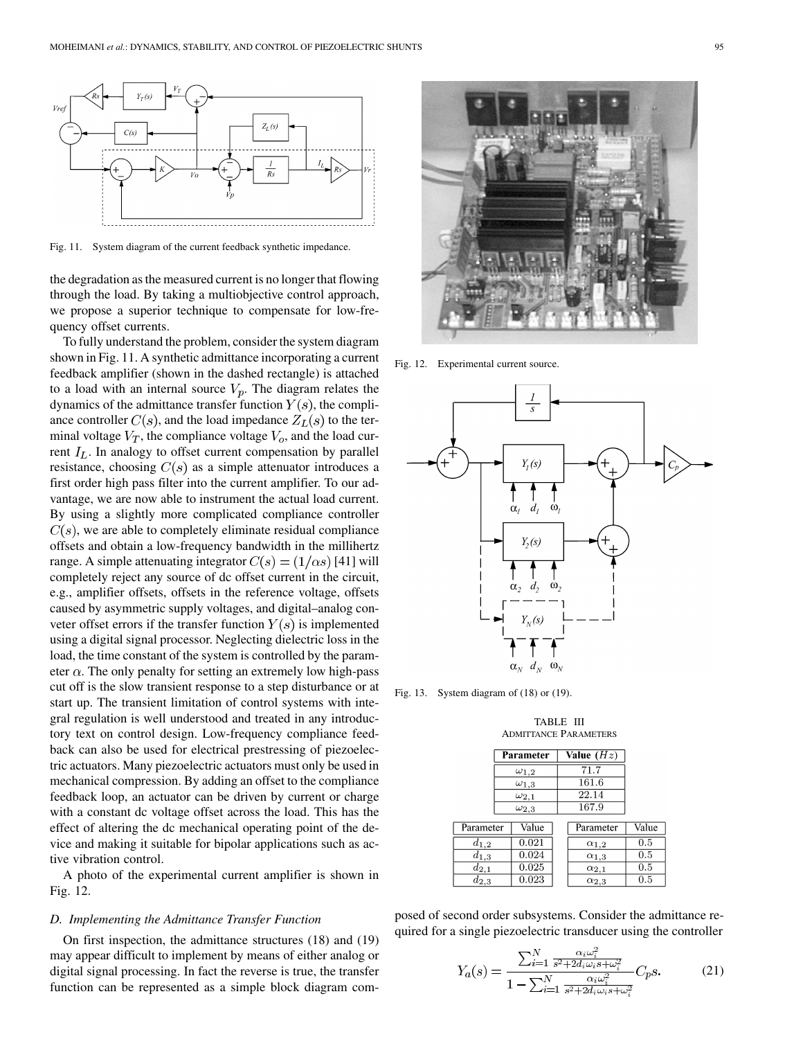Fig. 11. System diagram of the current feedback synthetic impedance.

the degradation as the measured current is no longer that flowing through the load. By taking a multiobjective control approach, we propose a superior technique to compensate for low-frequency offset currents.

To fully understand the problem, consider the system diagram shown in Fig. 11. A synthetic admittance incorporating a current feedback amplifier (shown in the dashed rectangle) is attached to a load with an internal source $V_p$. The diagram relates the dynamics of the admittance transfer function $Y(s)$, the compliance controller $C(s)$, and the load impedance $Z_L(s)$ to the terminal voltage $V_T$, the compliance voltage $V_o$, and the load current $I_L$. In analogy to offset current compensation by parallel resistance, choosing $C(s)$ as a simple attenuator introduces a first order high pass filter into the current amplifier. To our advantage, we are now able to instrument the actual load current. By using a slightly more complicated compliance controller $C(s)$, we are able to completely eliminate residual compliance offsets and obtain a low-frequency bandwidth in the millihertz range. A simple attenuating integrator $C(s) = (1/\alpha s)$ [41] will completely reject any source of dc offset current in the circuit, e.g., amplifier offsets, offsets in the reference voltage, offsets caused by asymmetric supply voltages, and digital–analog converter offset errors if the transfer function $Y(s)$ is implemented using a digital signal processor. Neglecting dielectric loss in the load, the time constant of the system is controlled by the parameter $\alpha$. The only penalty for setting an extremely low high-pass cut off is the slow transient response to a step disturbance or at start up. The transient limitation of control systems with integral regulation is well understood and treated in any introductory text on control design. Low-frequency compliance feedback can also be used for electrical prestressing of piezoelectric actuators. Many piezoelectric actuators must only be used in mechanical compression. By adding an offset to the compliance feedback loop, an actuator can be driven by current or charge with a constant dc voltage offset across the load. This has the effect of altering the dc mechanical operating point of the device and making it suitable for bipolar applications such as active vibration control.

A photo of the experimental current amplifier is shown in Fig. 12.

### D. Implementing the Admittance Transfer Function

On first inspection, the admittance structures (18) and (19) may appear difficult to implement by means of either analog or digital signal processing. In fact the reverse is true, the transfer function can be represented as a simple block diagram composed of second order subsystems. Consider the admittance required for a single piezoelectric transducer using the controller

$$Y_a(s) = \frac{\sum_{i=1}^{N} \frac{\alpha_i \omega_i^2}{s^2 + 2d_i\omega_i s + \omega_i^2}}{1 - \sum_{i=1}^{N} \frac{\alpha_i \omega_i^2}{s^2 + 2d_i\omega_i s + \omega_i^2}} C_p s. \tag{21}$$

Fig. 12. Experimental current source.

Fig. 13. System diagram of (18) or (19).

TABLE III
ADMITTANCE PARAMETERS

| Parameter | Value ($Hz$) |
|---|---|
| $\omega_{1,2}$ | 71.7 |
| $\omega_{1,3}$ | 161.6 |
| $\omega_{2,1}$ | 22.14 |
| $\omega_{2,3}$ | 167.9 |

| Parameter | Value | Parameter | Value |
|---|---|---|---|
| $d_{1,2}$ | 0.021 | $\alpha_{1,2}$ | 0.5 |
| $d_{1,3}$ | 0.024 | $\alpha_{1,3}$ | 0.5 |
| $d_{2,1}$ | 0.025 | $\alpha_{2,1}$ | 0.5 |
| $d_{2,3}$ | 0.023 | $\alpha_{2,3}$ | 0.5 |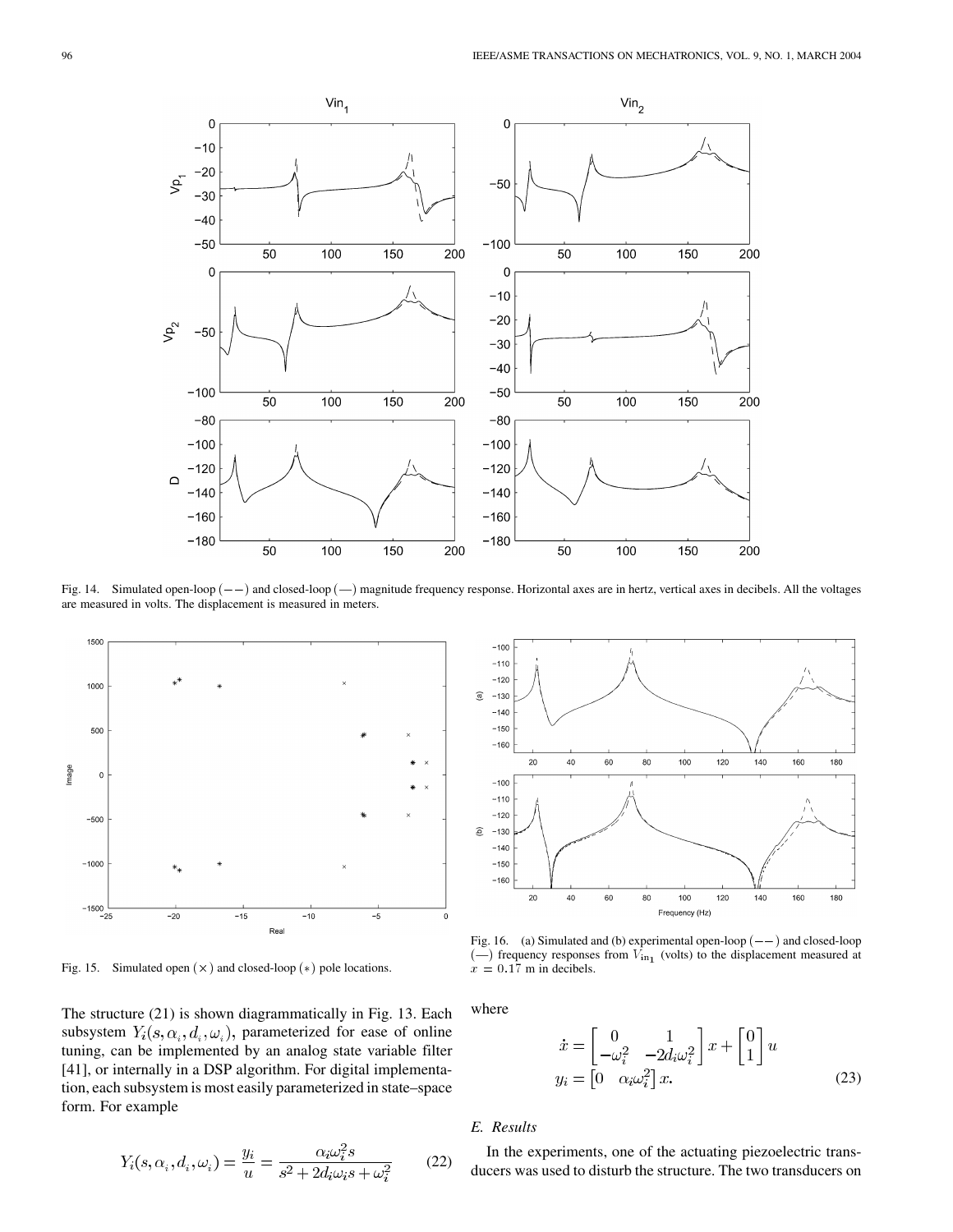Fig. 14. Simulated open-loop $(--)$ and closed-loop $(—)$ magnitude frequency response. Horizontal axes are in hertz, vertical axes in decibels. All the voltages are measured in volts. The displacement is measured in meters.

Fig. 15. Simulated open $(\times)$ and closed-loop $(*)$ pole locations.

Fig. 16. (a) Simulated and (b) experimental open-loop $(--)$ and closed-loop $(—)$ frequency responses from $V_{\text{in}_1}$ (volts) to the displacement measured at $x = 0.17$ m in decibels.

The structure (21) is shown diagrammatically in Fig. 13. Each subsystem $Y_i(s, \alpha_i, d_i, \omega_i)$, parameterized for ease of online tuning, can be implemented by an analog state variable filter [41], or internally in a DSP algorithm. For digital implementation, each subsystem is most easily parameterized in state–space form. For example

$$Y_i(s, \alpha_i, d_i, \omega_i) = \frac{y_i}{u} = \frac{\alpha_i \omega_i^2 s}{s^2 + 2d_i\omega_i s + \omega_i^2} \tag{22}$$

where

$$\begin{aligned} \dot{x} &= \begin{bmatrix} 0 & 1 \\ -\omega_i^2 & -2d_i\omega_i^2 \end{bmatrix} x + \begin{bmatrix} 0 \\ 1 \end{bmatrix} u \\ y_i &= \begin{bmatrix} 0 & \alpha_i\omega_i^2 \end{bmatrix} x. \end{aligned} \tag{23}$$

### E. Results

In the experiments, one of the actuating piezoelectric transducers was used to disturb the structure. The two transducers on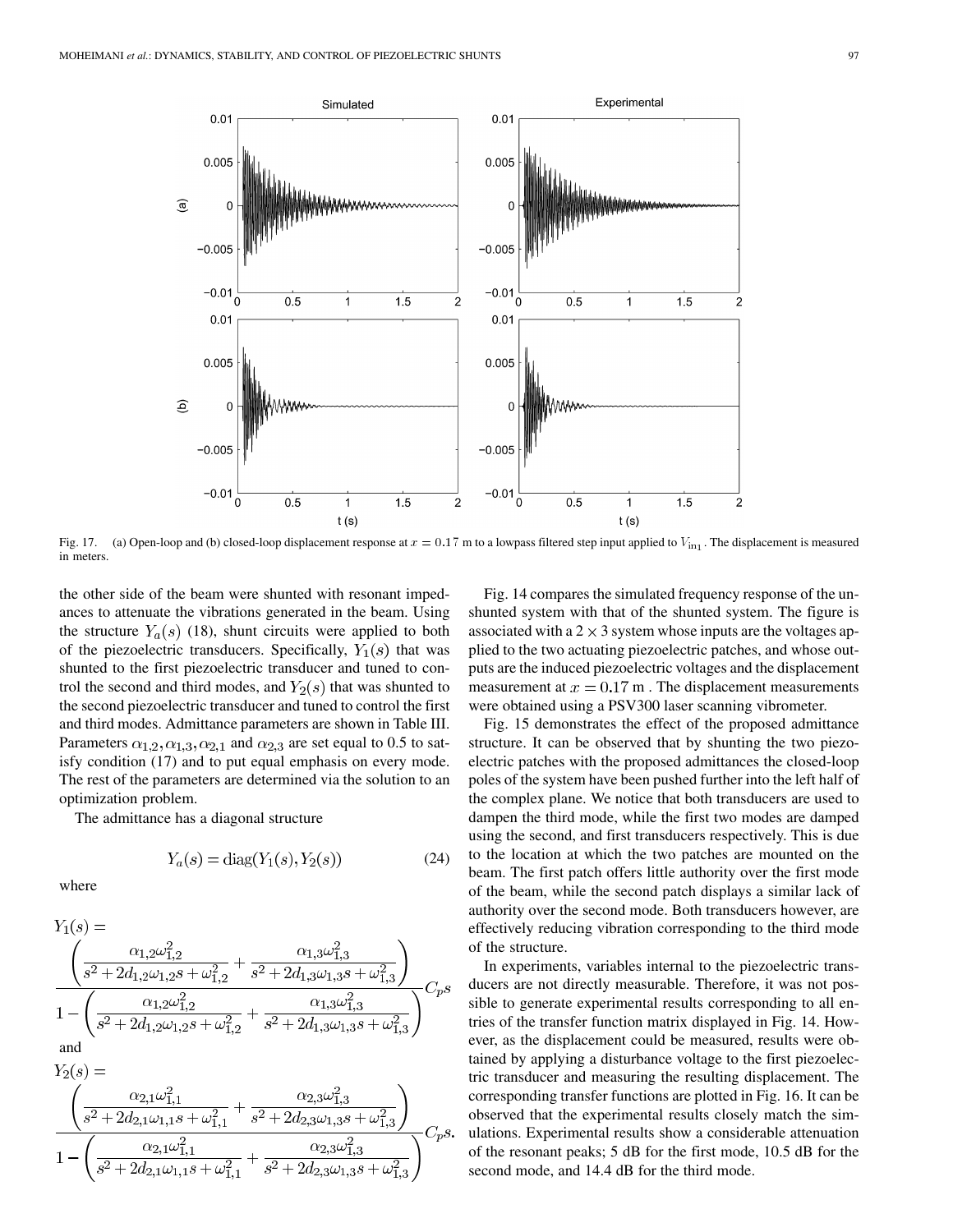Fig. 17. (a) Open-loop and (b) closed-loop displacement response at $x = 0.17$ m to a lowpass filtered step input applied to $V_{\text{in}_1}$. The displacement is measured in meters.

the other side of the beam were shunted with resonant impedances to attenuate the vibrations generated in the beam. Using the structure $Y_a(s)$ (18), shunt circuits were applied to both of the piezoelectric transducers. Specifically, $Y_1(s)$ that was shunted to the first piezoelectric transducer and tuned to control the second and third modes, and $Y_2(s)$ that was shunted to the second piezoelectric transducer and tuned to control the first and third modes. Admittance parameters are shown in Table III. Parameters $\alpha_{1,2}, \alpha_{1,3}, \alpha_{2,1}$ and $\alpha_{2,3}$ are set equal to 0.5 to satisfy condition (17) and to put equal emphasis on every mode. The rest of the parameters are determined via the solution to an optimization problem.

The admittance has a diagonal structure

$$Y_a(s) = \mathrm{diag}(Y_1(s), Y_2(s)) \tag{24}$$

where

$$Y_1(s) = \frac{\left(\dfrac{\alpha_{1,2}\omega_{1,2}^2}{s^2 + 2d_{1,2}\omega_{1,2}s + \omega_{1,2}^2} + \dfrac{\alpha_{1,3}\omega_{1,3}^2}{s^2 + 2d_{1,3}\omega_{1,3}s + \omega_{1,3}^2}\right)}{1 - \left(\dfrac{\alpha_{1,2}\omega_{1,2}^2}{s^2 + 2d_{1,2}\omega_{1,2}s + \omega_{1,2}^2} + \dfrac{\alpha_{1,3}\omega_{1,3}^2}{s^2 + 2d_{1,3}\omega_{1,3}s + \omega_{1,3}^2}\right)} C_p s$$

and

$$Y_2(s) = \frac{\left(\dfrac{\alpha_{2,1}\omega_{1,1}^2}{s^2 + 2d_{2,1}\omega_{1,1}s + \omega_{1,1}^2} + \dfrac{\alpha_{2,3}\omega_{1,3}^2}{s^2 + 2d_{2,3}\omega_{1,3}s + \omega_{1,3}^2}\right)}{1 - \left(\dfrac{\alpha_{2,1}\omega_{1,1}^2}{s^2 + 2d_{2,1}\omega_{1,1}s + \omega_{1,1}^2} + \dfrac{\alpha_{2,3}\omega_{1,3}^2}{s^2 + 2d_{2,3}\omega_{1,3}s + \omega_{1,3}^2}\right)} C_p s.$$

Fig. 14 compares the simulated frequency response of the unshunted system with that of the shunted system. The figure is associated with a $2 \times 3$ system whose inputs are the voltages applied to the two actuating piezoelectric patches, and whose outputs are the induced piezoelectric voltages and the displacement measurement at $x = 0.17$ m . The displacement measurements were obtained using a PSV300 laser scanning vibrometer.

Fig. 15 demonstrates the effect of the proposed admittance structure. It can be observed that by shunting the two piezoelectric patches with the proposed admittances the closed-loop poles of the system have been pushed further into the left half of the complex plane. We notice that both transducers are used to dampen the third mode, while the first two modes are damped using the second, and first transducers respectively. This is due to the location at which the two patches are mounted on the beam. The first patch offers little authority over the first mode of the beam, while the second patch displays a similar lack of authority over the second mode. Both transducers however, are effectively reducing vibration corresponding to the third mode of the structure.

In experiments, variables internal to the piezoelectric transducers are not directly measurable. Therefore, it was not possible to generate experimental results corresponding to all entries of the transfer function matrix displayed in Fig. 14. However, as the displacement could be measured, results were obtained by applying a disturbance voltage to the first piezoelectric transducer and measuring the resulting displacement. The corresponding transfer functions are plotted in Fig. 16. It can be observed that the experimental results closely match the simulations. Experimental results show a considerable attenuation of the resonant peaks; 5 dB for the first mode, 10.5 dB for the second mode, and 14.4 dB for the third mode.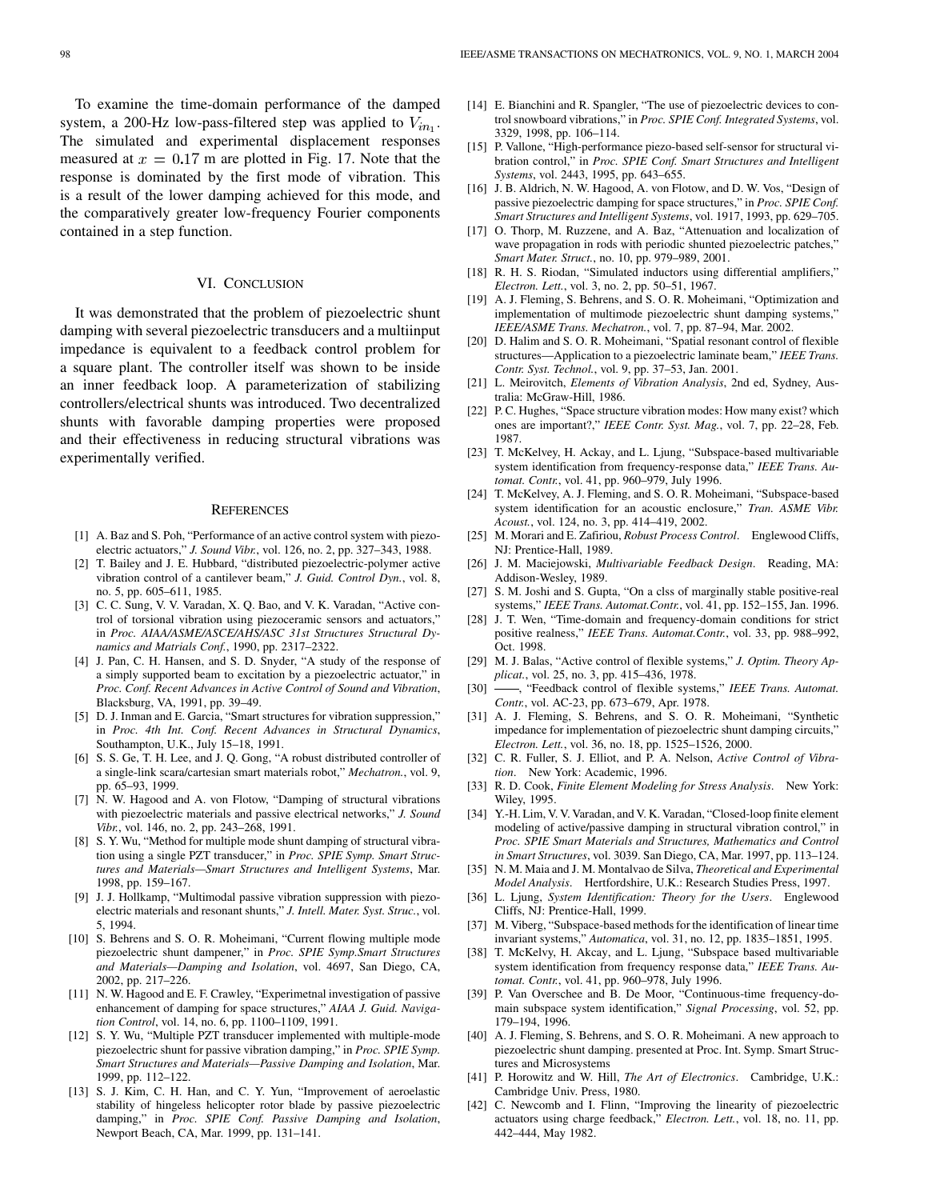To examine the time-domain performance of the damped system, a 200-Hz low-pass-filtered step was applied to $V_{in_1}$. The simulated and experimental displacement responses measured at $x = 0.17$ m are plotted in Fig. 17. Note that the response is dominated by the first mode of vibration. This is a result of the lower damping achieved for this mode, and the comparatively greater low-frequency Fourier components contained in a step function.

## VI. Conclusion

It was demonstrated that the problem of piezoelectric shunt damping with several piezoelectric transducers and a multiinput impedance is equivalent to a feedback control problem for a square plant. The controller itself was shown to be inside an inner feedback loop. A parameterization of stabilizing controllers/electrical shunts was introduced. Two decentralized shunts with favorable damping properties were proposed and their effectiveness in reducing structural vibrations was experimentally verified.

## References

[1] A. Baz and S. Poh, "Performance of an active control system with piezoelectric actuators," *J. Sound Vibr.*, vol. 126, no. 2, pp. 327–343, 1988.

[2] T. Bailey and J. E. Hubbard, "distributed piezoelectric-polymer active vibration control of a cantilever beam," *J. Guid. Control Dyn.*, vol. 8, no. 5, pp. 605–611, 1985.

[3] C. C. Sung, V. V. Varadan, X. Q. Bao, and V. K. Varadan, "Active control of torsional vibration using piezoceramic sensors and actuators," in *Proc. AIAA/ASME/ASCE/AHS/ASC 31st Structures Structural Dynamics and Matrials Conf.*, 1990, pp. 2317–2322.

[4] J. Pan, C. H. Hansen, and S. D. Snyder, "A study of the response of a simply supported beam to excitation by a piezoelectric actuator," in *Proc. Conf. Recent Advances in Active Control of Sound and Vibration*, Blacksburg, VA, 1991, pp. 39–49.

[5] D. J. Inman and E. Garcia, "Smart structures for vibration suppression," in *Proc. 4th Int. Conf. Recent Advances in Structural Dynamics*, Southampton, U.K., July 15–18, 1991.

[6] S. S. Ge, T. H. Lee, and J. Q. Gong, "A robust distributed controller of a single-link scara/cartesian smart materials robot," *Mechatron.*, vol. 9, pp. 65–93, 1999.

[7] N. W. Hagood and A. von Flotow, "Damping of structural vibrations with piezoelectric materials and passive electrical networks," *J. Sound Vibr.*, vol. 146, no. 2, pp. 243–268, 1991.

[8] S. Y. Wu, "Method for multiple mode shunt damping of structural vibration using a single PZT transducer," in *Proc. SPIE Symp. Smart Structures and Materials—Smart Structures and Intelligent Systems*, Mar. 1998, pp. 159–167.

[9] J. J. Hollkamp, "Multimodal passive vibration suppression with piezoelectric materials and resonant shunts," *J. Intell. Mater. Syst. Struc.*, vol. 5, 1994.

[10] S. Behrens and S. O. R. Moheimani, "Current flowing multiple mode piezoelectric shunt dampener," in *Proc. SPIE Symp.Smart Structures and Materials—Damping and Isolation*, vol. 4697, San Diego, CA, 2002, pp. 217–226.

[11] N. W. Hagood and E. F. Crawley, "Experimetnal investigation of passive enhancement of damping for space structures," *AIAA J. Guid. Navigation Control*, vol. 14, no. 6, pp. 1100–1109, 1991.

[12] S. Y. Wu, "Multiple PZT transducer implemented with multiple-mode piezoelectric shunt for passive vibration damping," in *Proc. SPIE Symp. Smart Structures and Materials—Passive Damping and Isolation*, Mar. 1999, pp. 112–122.

[13] S. J. Kim, C. H. Han, and C. Y. Yun, "Improvement of aeroelastic stability of hingeless helicopter rotor blade by passive piezoelectric damping," in *Proc. SPIE Conf. Passive Damping and Isolation*, Newport Beach, CA, Mar. 1999, pp. 131–141.

[14] E. Bianchini and R. Spangler, "The use of piezoelectric devices to control snowboard vibrations," in *Proc. SPIE Conf. Integrated Systems*, vol. 3329, 1998, pp. 106–114.

[15] P. Vallone, "High-performance piezo-based self-sensor for structural vibration control," in *Proc. SPIE Conf. Smart Structures and Intelligent Systems*, vol. 2443, 1995, pp. 643–655.

[16] J. B. Aldrich, N. W. Hagood, A. von Flotow, and D. W. Vos, "Design of passive piezoelectric damping for space structures," in *Proc. SPIE Conf. Smart Structures and Intelligent Systems*, vol. 1917, 1993, pp. 629–705.

[17] O. Thorp, M. Ruzzene, and A. Baz, "Attenuation and localization of wave propagation in rods with periodic shunted piezoelectric patches," *Smart Mater. Struct.*, no. 10, pp. 979–989, 2001.

[18] R. H. S. Riodan, "Simulated inductors using differential amplifiers," *Electron. Lett.*, vol. 3, no. 2, pp. 50–51, 1967.

[19] A. J. Fleming, S. Behrens, and S. O. R. Moheimani, "Optimization and implementation of multimode piezoelectric shunt damping systems," *IEEE/ASME Trans. Mechatron.*, vol. 7, pp. 87–94, Mar. 2002.

[20] D. Halim and S. O. R. Moheimani, "Spatial resonant control of flexible structures—Application to a piezoelectric laminate beam," *IEEE Trans. Contr. Syst. Technol.*, vol. 9, pp. 37–53, Jan. 2001.

[21] L. Meirovitch, *Elements of Vibration Analysis*, 2nd ed, Sydney, Australia: McGraw-Hill, 1986.

[22] P. C. Hughes, "Space structure vibration modes: How many exist? which ones are important?," *IEEE Contr. Syst. Mag.*, vol. 7, pp. 22–28, Feb. 1987.

[23] T. McKelvey, H. Ackay, and L. Ljung, "Subspace-based multivariable system identification from frequency-response data," *IEEE Trans. Automat. Contr.*, vol. 41, pp. 960–979, July 1996.

[24] T. McKelvey, A. J. Fleming, and S. O. R. Moheimani, "Subspace-based system identification for an acoustic enclosure," *Tran. ASME Vibr. Acoust.*, vol. 124, no. 3, pp. 414–419, 2002.

[25] M. Morari and E. Zafiriou, *Robust Process Control*. Englewood Cliffs, NJ: Prentice-Hall, 1989.

[26] J. M. Maciejowski, *Multivariable Feedback Design*. Reading, MA: Addison-Wesley, 1989.

[27] S. M. Joshi and S. Gupta, "On a clss of marginally stable positive-real systems," *IEEE Trans. Automat.Contr.*, vol. 41, pp. 152–155, Jan. 1996.

[28] J. T. Wen, "Time-domain and frequency-domain conditions for strict positive realness," *IEEE Trans. Automat.Contr.*, vol. 33, pp. 988–992, Oct. 1998.

[29] M. J. Balas, "Active control of flexible systems," *J. Optim. Theory Applicat.*, vol. 25, no. 3, pp. 415–436, 1978.

[30] ——, "Feedback control of flexible systems," *IEEE Trans. Automat. Contr.*, vol. AC-23, pp. 673–679, Apr. 1978.

[31] A. J. Fleming, S. Behrens, and S. O. R. Moheimani, "Synthetic impedance for implementation of piezoelectric shunt damping circuits," *Electron. Lett.*, vol. 36, no. 18, pp. 1525–1526, 2000.

[32] C. R. Fuller, S. J. Elliot, and P. A. Nelson, *Active Control of Vibration*. New York: Academic, 1996.

[33] R. D. Cook, *Finite Element Modeling for Stress Analysis*. New York: Wiley, 1995.

[34] Y.-H. Lim, V. V. Varadan, and V. K. Varadan, "Closed-loop finite element modeling of active/passive damping in structural vibration control," in *Proc. SPIE Smart Materials and Structures, Mathematics and Control in Smart Structures*, vol. 3039. San Diego, CA, Mar. 1997, pp. 113–124.

[35] N. M. Maia and J. M. Montalvao de Silva, *Theoretical and Experimental Model Analysis*. Hertfordshire, U.K.: Research Studies Press, 1997.

[36] L. Ljung, *System Identification: Theory for the Users*. Englewood Cliffs, NJ: Prentice-Hall, 1999.

[37] M. Viberg, "Subspace-based methods for the identification of linear time invariant systems," *Automatica*, vol. 31, no. 12, pp. 1835–1851, 1995.

[38] T. McKelvy, H. Akcay, and L. Ljung, "Subspace based multivariable system identification from frequency response data," *IEEE Trans. Automat. Contr.*, vol. 41, pp. 960–978, July 1996.

[39] P. Van Overschee and B. De Moor, "Continuous-time frequency-domain subspace system identification," *Signal Processing*, vol. 52, pp. 179–194, 1996.

[40] A. J. Fleming, S. Behrens, and S. O. R. Moheimani. A new approach to piezoelectric shunt damping. presented at Proc. Int. Symp. Smart Structures and Microsystems

[41] P. Horowitz and W. Hill, *The Art of Electronics*. Cambridge, U.K.: Cambridge Univ. Press, 1980.

[42] C. Newcomb and I. Flinn, "Improving the linearity of piezoelectric actuators using charge feedback," *Electron. Lett.*, vol. 18, no. 11, pp. 442–444, May 1982.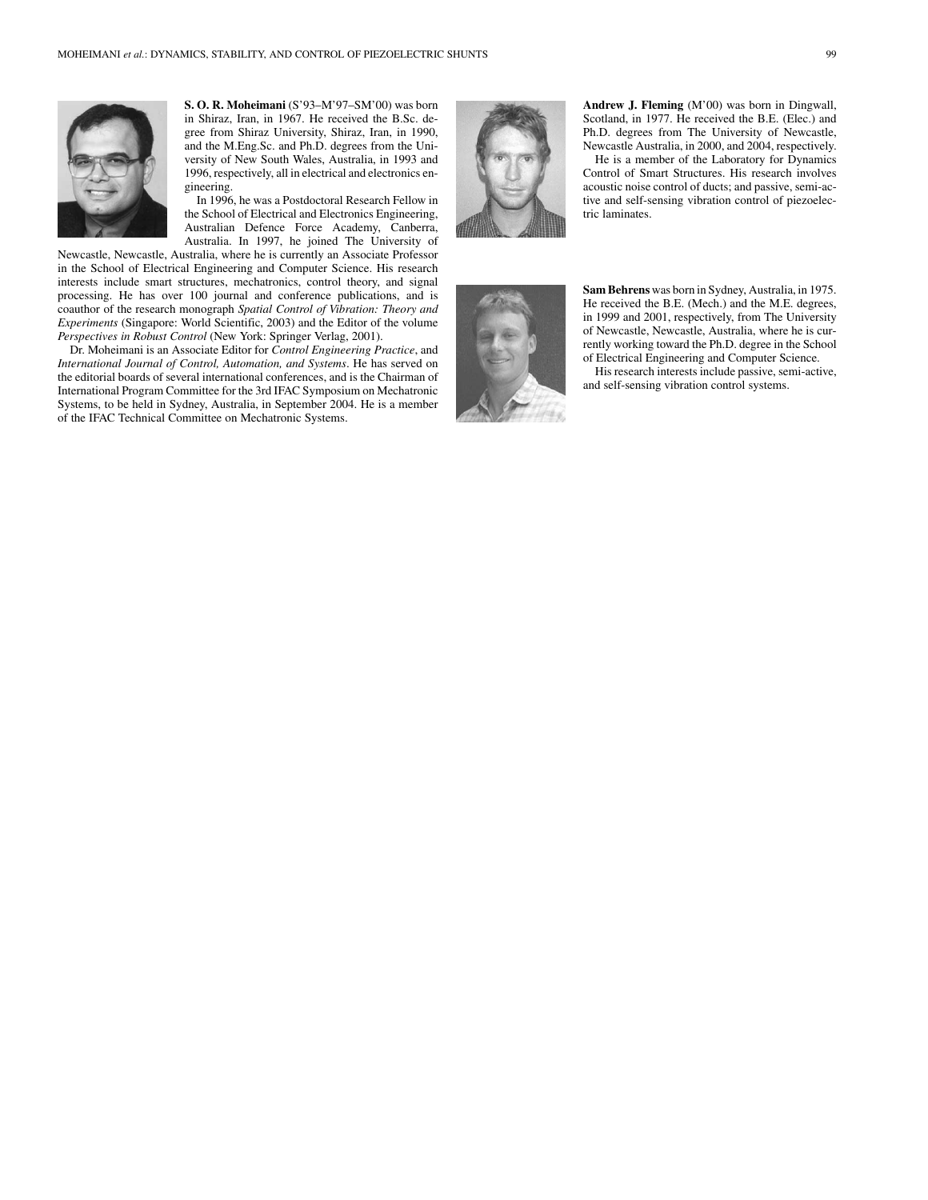**S. O. R. Moheimani** (S'93–M'97–SM'00) was born in Shiraz, Iran, in 1967. He received the B.Sc. degree from Shiraz University, Shiraz, Iran, in 1990, and the M.Eng.Sc. and Ph.D. degrees from the University of New South Wales, Australia, in 1993 and 1996, respectively, all in electrical and electronics engineering.

In 1996, he was a Postdoctoral Research Fellow in the School of Electrical and Electronics Engineering, Australian Defence Force Academy, Canberra, Australia. In 1997, he joined The University of Newcastle, Newcastle, Australia, where he is currently an Associate Professor in the School of Electrical Engineering and Computer Science. His research interests include smart structures, mechatronics, control theory, and signal processing. He has over 100 journal and conference publications, and is coauthor of the research monograph *Spatial Control of Vibration: Theory and Experiments* (Singapore: World Scientific, 2003) and the Editor of the volume *Perspectives in Robust Control* (New York: Springer Verlag, 2001).

Dr. Moheimani is an Associate Editor for *Control Engineering Practice*, and *International Journal of Control, Automation, and Systems*. He has served on the editorial boards of several international conferences, and is the Chairman of International Program Committee for the 3rd IFAC Symposium on Mechatronic Systems, to be held in Sydney, Australia, in September 2004. He is a member of the IFAC Technical Committee on Mechatronic Systems.

**Andrew J. Fleming** (M'00) was born in Dingwall, Scotland, in 1977. He received the B.E. (Elec.) and Ph.D. degrees from The University of Newcastle, Newcastle Australia, in 2000, and 2004, respectively.

He is a member of the Laboratory for Dynamics Control of Smart Structures. His research involves acoustic noise control of ducts; and passive, semi-active and self-sensing vibration control of piezoelectric laminates.

**Sam Behrens** was born in Sydney, Australia, in 1975. He received the B.E. (Mech.) and the M.E. degrees, in 1999 and 2001, respectively, from The University of Newcastle, Newcastle, Australia, where he is currently working toward the Ph.D. degree in the School of Electrical Engineering and Computer Science.

His research interests include passive, semi-active, and self-sensing vibration control systems.